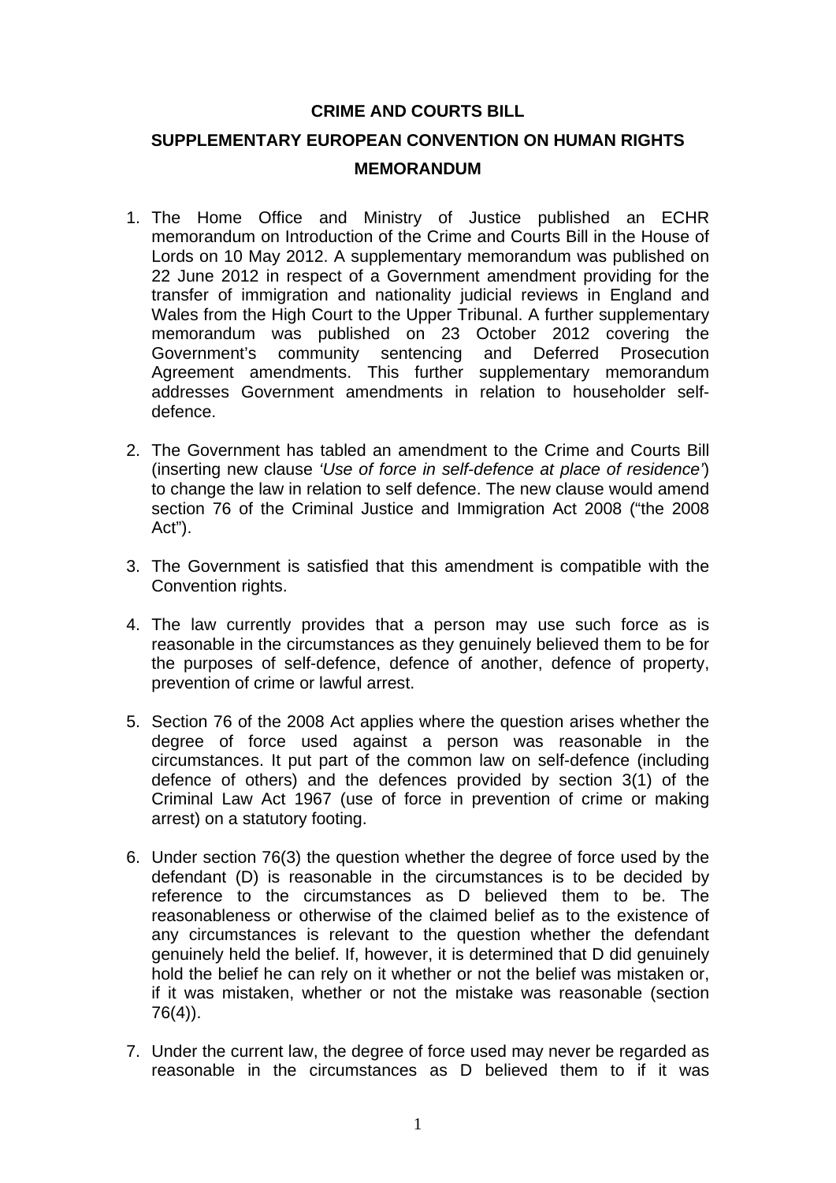**CRIME AND COURTS BILL**

**SUPPLEMENTARY EUROPEAN CONVENTION ON HUMAN RIGHTS MEMORANDUM**

1. The Home Office and Ministry of Justice published an ECHR memorandum on Introduction of the Crime and Courts Bill in the House of Lords on 10 May 2012. A supplementary memorandum was published on 22 June 2012 in respect of a Government amendment providing for the transfer of immigration and nationality judicial reviews in England and Wales from the High Court to the Upper Tribunal. A further supplementary memorandum was published on 23 October 2012 covering the Government's community sentencing and Deferred Prosecution Agreement amendments. This further supplementary memorandum addresses Government amendments in relation to householder self-defence.

2. The Government has tabled an amendment to the Crime and Courts Bill (inserting new clause *'Use of force in self-defence at place of residence'*) to change the law in relation to self defence. The new clause would amend section 76 of the Criminal Justice and Immigration Act 2008 ("the 2008 Act").

3. The Government is satisfied that this amendment is compatible with the Convention rights.

4. The law currently provides that a person may use such force as is reasonable in the circumstances as they genuinely believed them to be for the purposes of self-defence, defence of another, defence of property, prevention of crime or lawful arrest.

5. Section 76 of the 2008 Act applies where the question arises whether the degree of force used against a person was reasonable in the circumstances. It put part of the common law on self-defence (including defence of others) and the defences provided by section 3(1) of the Criminal Law Act 1967 (use of force in prevention of crime or making arrest) on a statutory footing.

6. Under section 76(3) the question whether the degree of force used by the defendant (D) is reasonable in the circumstances is to be decided by reference to the circumstances as D believed them to be. The reasonableness or otherwise of the claimed belief as to the existence of any circumstances is relevant to the question whether the defendant genuinely held the belief. If, however, it is determined that D did genuinely hold the belief he can rely on it whether or not the belief was mistaken or, if it was mistaken, whether or not the mistake was reasonable (section 76(4)).

7. Under the current law, the degree of force used may never be regarded as reasonable in the circumstances as D believed them to if it was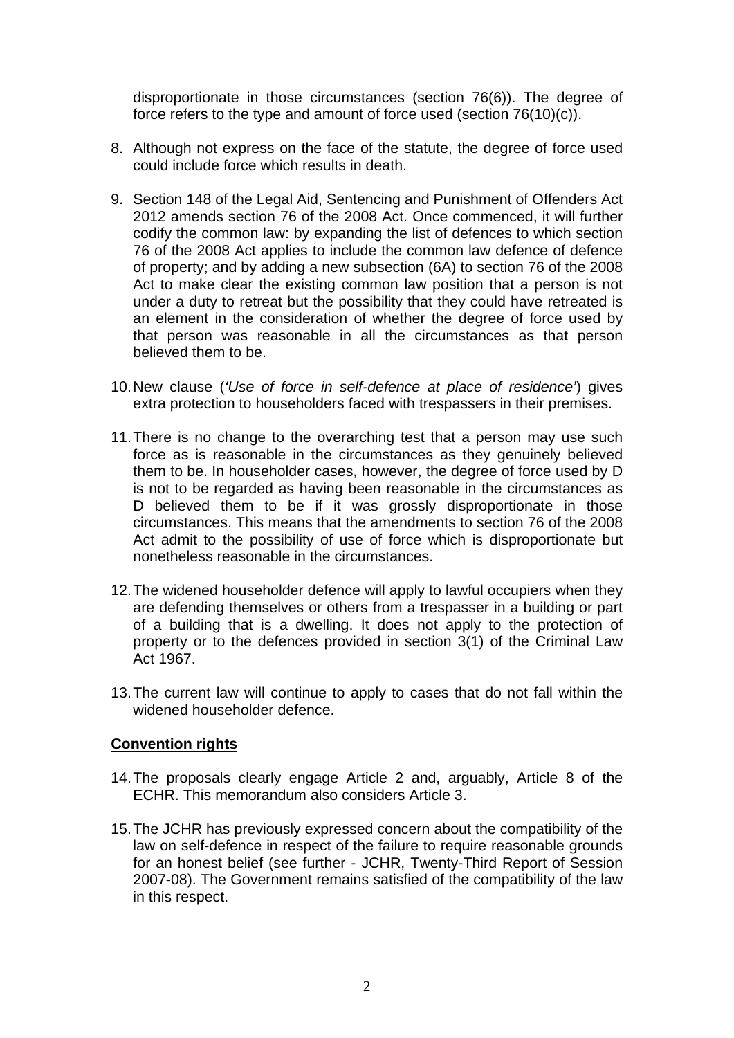disproportionate in those circumstances (section 76(6)). The degree of force refers to the type and amount of force used (section 76(10)(c)).

8. Although not express on the face of the statute, the degree of force used could include force which results in death.

9. Section 148 of the Legal Aid, Sentencing and Punishment of Offenders Act 2012 amends section 76 of the 2008 Act. Once commenced, it will further codify the common law: by expanding the list of defences to which section 76 of the 2008 Act applies to include the common law defence of defence of property; and by adding a new subsection (6A) to section 76 of the 2008 Act to make clear the existing common law position that a person is not under a duty to retreat but the possibility that they could have retreated is an element in the consideration of whether the degree of force used by that person was reasonable in all the circumstances as that person believed them to be.

10. New clause (*'Use of force in self-defence at place of residence'*) gives extra protection to householders faced with trespassers in their premises.

11. There is no change to the overarching test that a person may use such force as is reasonable in the circumstances as they genuinely believed them to be. In householder cases, however, the degree of force used by D is not to be regarded as having been reasonable in the circumstances as D believed them to be if it was grossly disproportionate in those circumstances. This means that the amendments to section 76 of the 2008 Act admit to the possibility of use of force which is disproportionate but nonetheless reasonable in the circumstances.

12. The widened householder defence will apply to lawful occupiers when they are defending themselves or others from a trespasser in a building or part of a building that is a dwelling. It does not apply to the protection of property or to the defences provided in section 3(1) of the Criminal Law Act 1967.

13. The current law will continue to apply to cases that do not fall within the widened householder defence.

**Convention rights**

14. The proposals clearly engage Article 2 and, arguably, Article 8 of the ECHR. This memorandum also considers Article 3.

15. The JCHR has previously expressed concern about the compatibility of the law on self-defence in respect of the failure to require reasonable grounds for an honest belief (see further - JCHR, Twenty-Third Report of Session 2007-08). The Government remains satisfied of the compatibility of the law in this respect.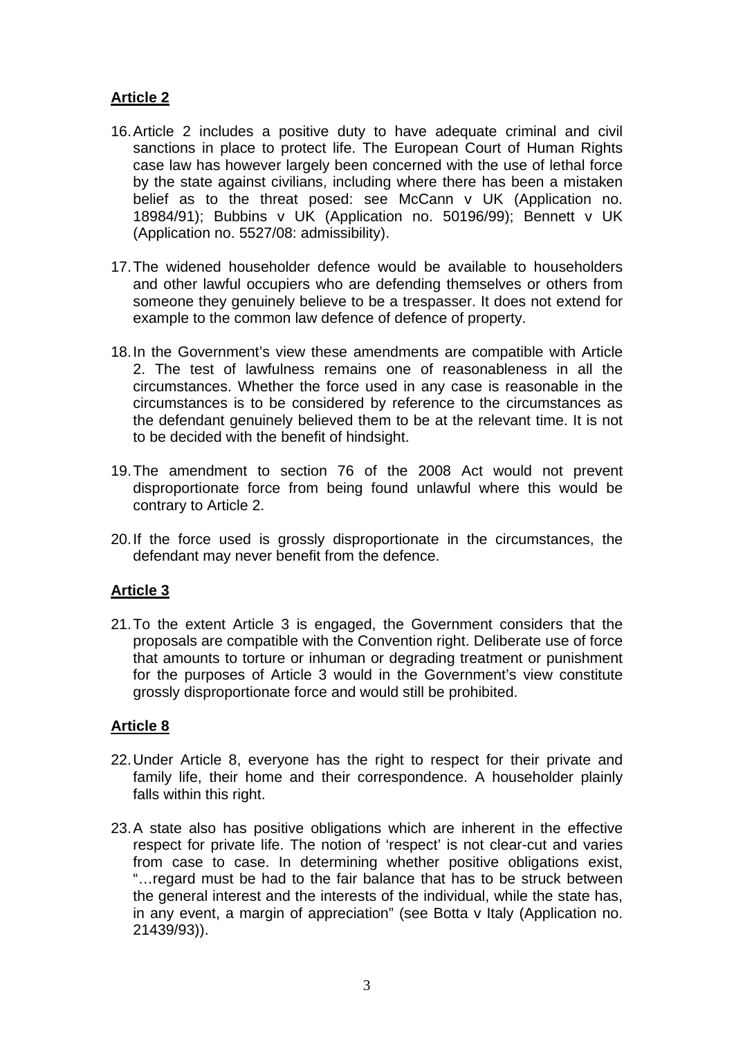**Article 2**

16. Article 2 includes a positive duty to have adequate criminal and civil sanctions in place to protect life. The European Court of Human Rights case law has however largely been concerned with the use of lethal force by the state against civilians, including where there has been a mistaken belief as to the threat posed: see McCann v UK (Application no. 18984/91); Bubbins v UK (Application no. 50196/99); Bennett v UK (Application no. 5527/08: admissibility).

17. The widened householder defence would be available to householders and other lawful occupiers who are defending themselves or others from someone they genuinely believe to be a trespasser. It does not extend for example to the common law defence of defence of property.

18. In the Government's view these amendments are compatible with Article 2. The test of lawfulness remains one of reasonableness in all the circumstances. Whether the force used in any case is reasonable in the circumstances is to be considered by reference to the circumstances as the defendant genuinely believed them to be at the relevant time. It is not to be decided with the benefit of hindsight.

19. The amendment to section 76 of the 2008 Act would not prevent disproportionate force from being found unlawful where this would be contrary to Article 2.

20. If the force used is grossly disproportionate in the circumstances, the defendant may never benefit from the defence.

**Article 3**

21. To the extent Article 3 is engaged, the Government considers that the proposals are compatible with the Convention right. Deliberate use of force that amounts to torture or inhuman or degrading treatment or punishment for the purposes of Article 3 would in the Government's view constitute grossly disproportionate force and would still be prohibited.

**Article 8**

22. Under Article 8, everyone has the right to respect for their private and family life, their home and their correspondence. A householder plainly falls within this right.

23. A state also has positive obligations which are inherent in the effective respect for private life. The notion of 'respect' is not clear-cut and varies from case to case. In determining whether positive obligations exist, "…regard must be had to the fair balance that has to be struck between the general interest and the interests of the individual, while the state has, in any event, a margin of appreciation" (see Botta v Italy (Application no. 21439/93)).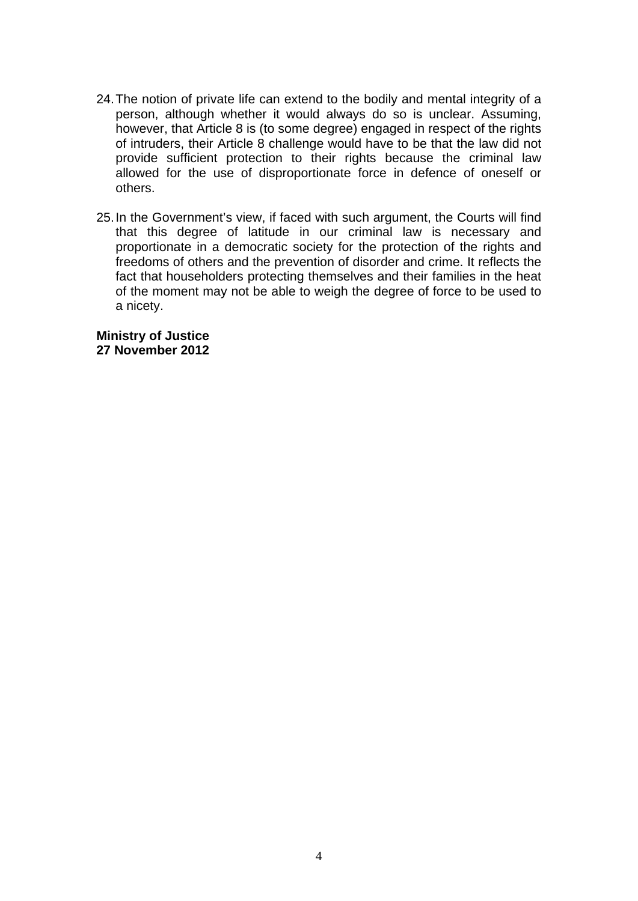24. The notion of private life can extend to the bodily and mental integrity of a person, although whether it would always do so is unclear. Assuming, however, that Article 8 is (to some degree) engaged in respect of the rights of intruders, their Article 8 challenge would have to be that the law did not provide sufficient protection to their rights because the criminal law allowed for the use of disproportionate force in defence of oneself or others.

25. In the Government's view, if faced with such argument, the Courts will find that this degree of latitude in our criminal law is necessary and proportionate in a democratic society for the protection of the rights and freedoms of others and the prevention of disorder and crime. It reflects the fact that householders protecting themselves and their families in the heat of the moment may not be able to weigh the degree of force to be used to a nicety.

**Ministry of Justice**
**27 November 2012**